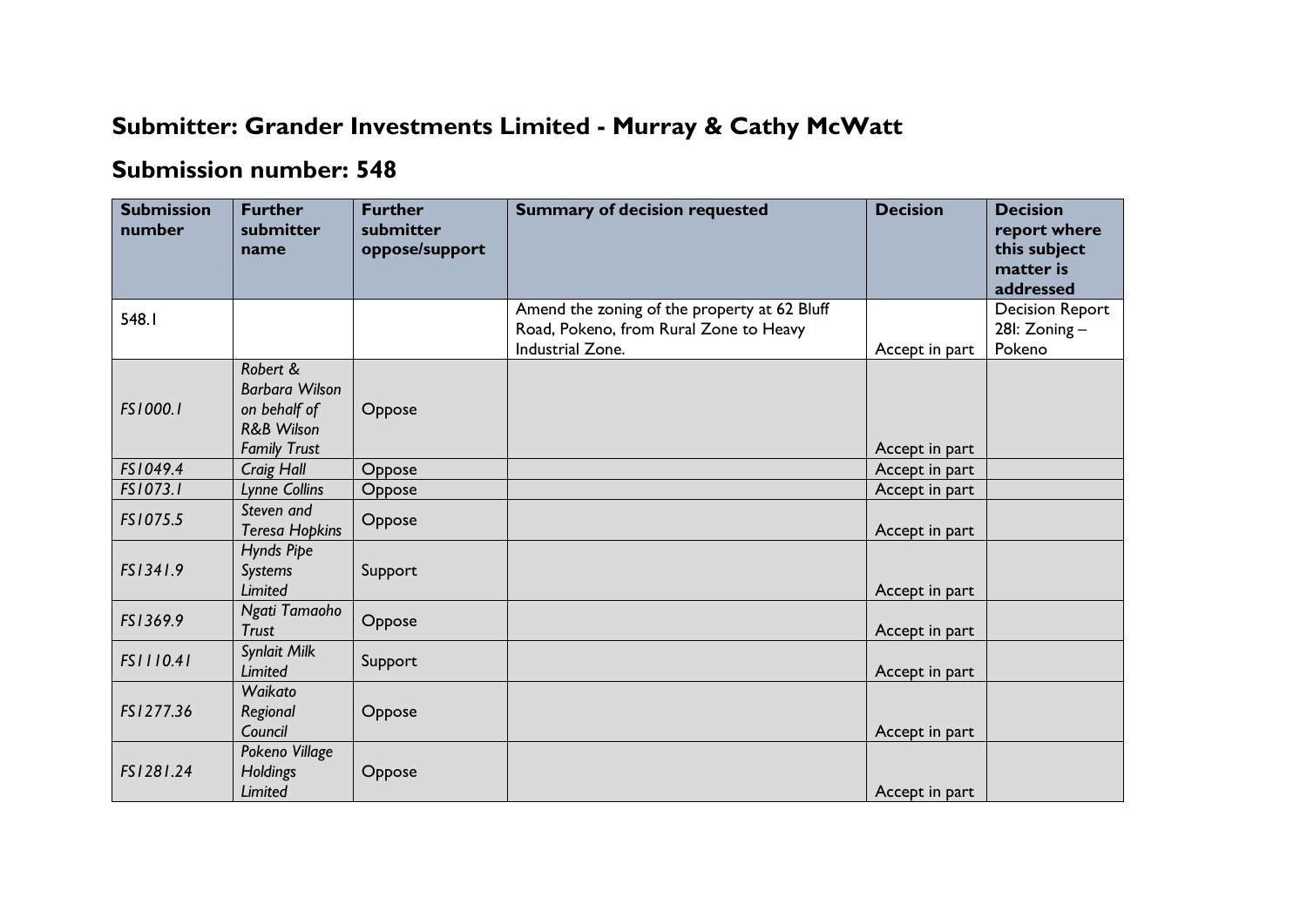## Submitter: Grander Investments Limited - Murray & Cathy McWatt

## Submission number: 548

| Submission number | Further submitter name | Further submitter oppose/support | Summary of decision requested | Decision | Decision report where this subject matter is addressed |
|---|---|---|---|---|---|
| 548.1 | | | Amend the zoning of the property at 62 Bluff Road, Pokeno, from Rural Zone to Heavy Industrial Zone. | Accept in part | Decision Report 28I: Zoning – Pokeno |
| *FS1000.1* | *Robert & Barbara Wilson on behalf of R&B Wilson Family Trust* | Oppose | | Accept in part | |
| *FS1049.4* | *Craig Hall* | Oppose | | Accept in part | |
| *FS1073.1* | *Lynne Collins* | Oppose | | Accept in part | |
| *FS1075.5* | *Steven and Teresa Hopkins* | Oppose | | Accept in part | |
| *FS1341.9* | *Hynds Pipe Systems Limited* | Support | | Accept in part | |
| *FS1369.9* | *Ngati Tamaoho Trust* | Oppose | | Accept in part | |
| *FS1110.41* | *Synlait Milk Limited* | Support | | Accept in part | |
| *FS1277.36* | *Waikato Regional Council* | Oppose | | Accept in part | |
| *FS1281.24* | *Pokeno Village Holdings Limited* | Oppose | | Accept in part | |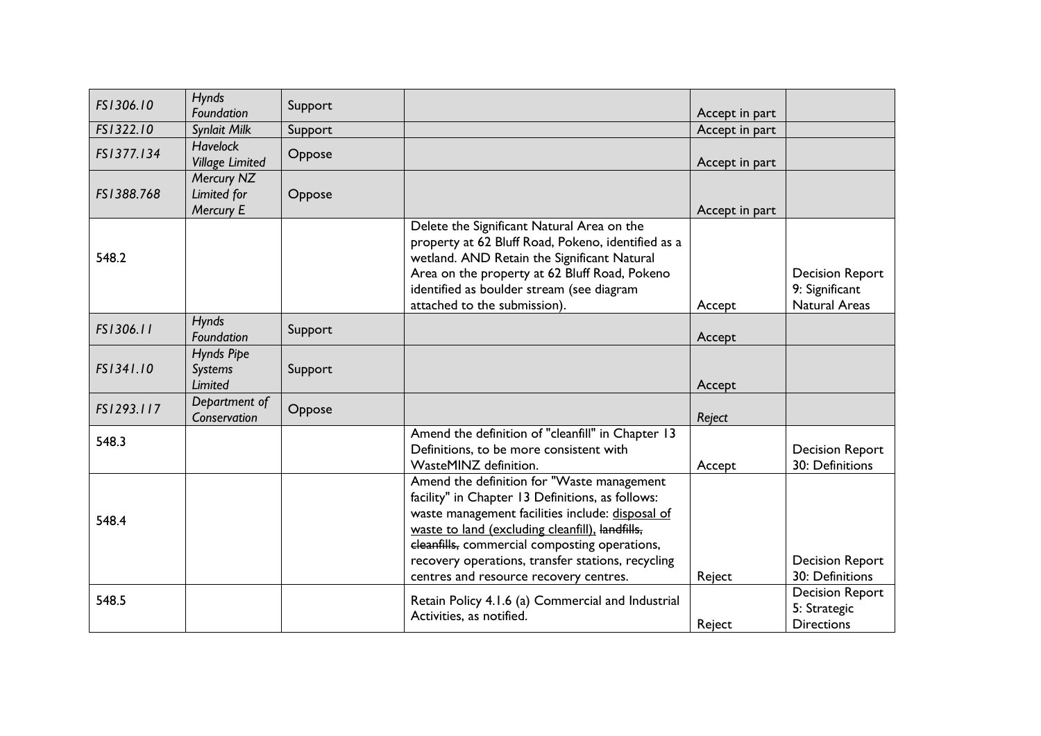| FS1306.10 | *Hynds Foundation* | Support | | Accept in part | |
|---|---|---|---|---|---|
| FS1322.10 | *Synlait Milk* | Support | | Accept in part | |
| FS1377.134 | *Havelock Village Limited* | Oppose | | Accept in part | |
| FS1388.768 | *Mercury NZ Limited for Mercury E* | Oppose | | Accept in part | |
| 548.2 | | | Delete the Significant Natural Area on the property at 62 Bluff Road, Pokeno, identified as a wetland. AND Retain the Significant Natural Area on the property at 62 Bluff Road, Pokeno identified as boulder stream (see diagram attached to the submission). | Accept | Decision Report 9: Significant Natural Areas |
| FS1306.11 | *Hynds Foundation* | Support | | Accept | |
| FS1341.10 | *Hynds Pipe Systems Limited* | Support | | Accept | |
| FS1293.117 | *Department of Conservation* | Oppose | | *Reject* | |
| 548.3 | | | Amend the definition of "cleanfill" in Chapter 13 Definitions, to be more consistent with WasteMINZ definition. | Accept | Decision Report 30: Definitions |
| 548.4 | | | Amend the definition for "Waste management facility" in Chapter 13 Definitions, as follows: waste management facilities include: <u>disposal of waste to land (excluding cleanfill),</u> ~~landfills, cleanfills,~~ commercial composting operations, recovery operations, transfer stations, recycling centres and resource recovery centres. | Reject | Decision Report 30: Definitions |
| 548.5 | | | Retain Policy 4.1.6 (a) Commercial and Industrial Activities, as notified. | Reject | Decision Report 5: Strategic Directions |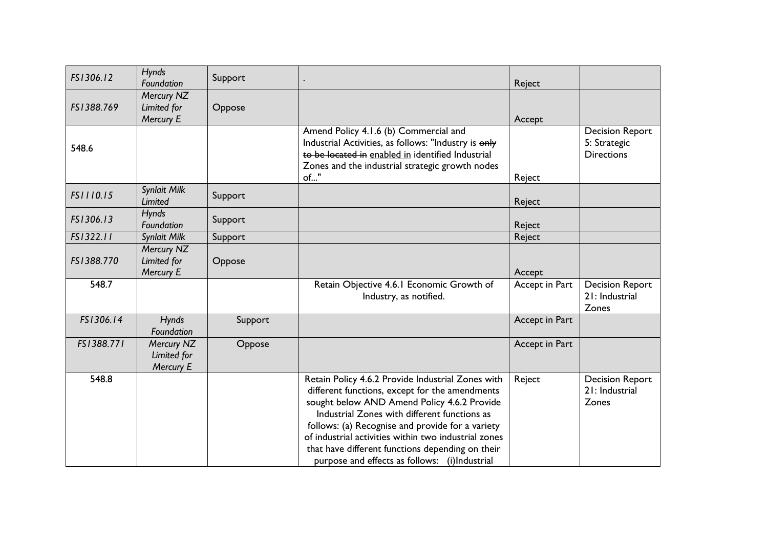| FS1306.12 | *Hynds Foundation* | Support | . | Reject | |
|---|---|---|---|---|---|
| FS1388.769 | *Mercury NZ Limited for Mercury E* | Oppose | | Accept | |
| 548.6 | | | Amend Policy 4.1.6 (b) Commercial and Industrial Activities, as follows: "Industry is ~~only to be located in~~ enabled in identified Industrial Zones and the industrial strategic growth nodes of..." | Reject | Decision Report 5: Strategic Directions |
| FS1110.15 | *Synlait Milk Limited* | Support | | Reject | |
| FS1306.13 | *Hynds Foundation* | Support | | Reject | |
| FS1322.11 | *Synlait Milk* | Support | | Reject | |
| FS1388.770 | *Mercury NZ Limited for Mercury E* | Oppose | | Accept | |
| 548.7 | | | Retain Objective 4.6.1 Economic Growth of Industry, as notified. | Accept in Part | Decision Report 21: Industrial Zones |
| FS1306.14 | *Hynds Foundation* | Support | | Accept in Part | |
| FS1388.771 | *Mercury NZ Limited for Mercury E* | Oppose | | Accept in Part | |
| 548.8 | | | Retain Policy 4.6.2 Provide Industrial Zones with different functions, except for the amendments sought below AND Amend Policy 4.6.2 Provide Industrial Zones with different functions as follows: (a) Recognise and provide for a variety of industrial activities within two industrial zones that have different functions depending on their purpose and effects as follows: (i)Industrial | Reject | Decision Report 21: Industrial Zones |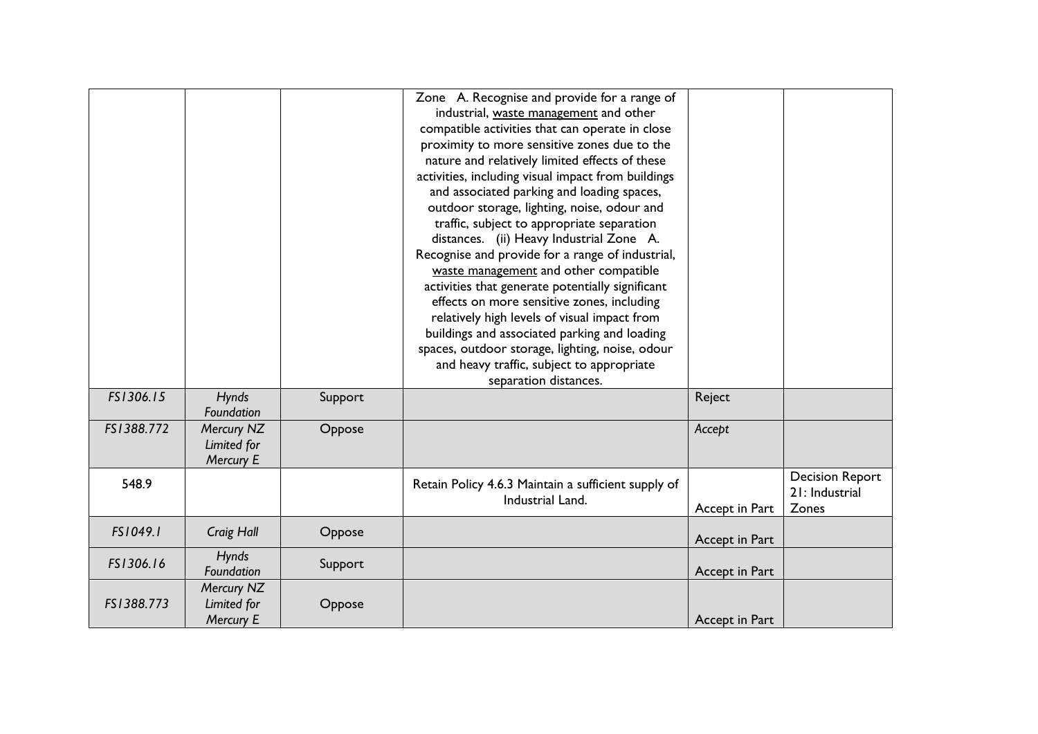| | | | | | |
|---|---|---|---|---|---|
| | | | Zone A. Recognise and provide for a range of industrial, <u>waste management</u> and other compatible activities that can operate in close proximity to more sensitive zones due to the nature and relatively limited effects of these activities, including visual impact from buildings and associated parking and loading spaces, outdoor storage, lighting, noise, odour and traffic, subject to appropriate separation distances. (ii) Heavy Industrial Zone A. Recognise and provide for a range of industrial, <u>waste management</u> and other compatible activities that generate potentially significant effects on more sensitive zones, including relatively high levels of visual impact from buildings and associated parking and loading spaces, outdoor storage, lighting, noise, odour and heavy traffic, subject to appropriate separation distances. | | |
| *FS1306.15* | *Hynds Foundation* | Support | | Reject | |
| *FS1388.772* | *Mercury NZ Limited for Mercury E* | Oppose | | *Accept* | |
| 548.9 | | | Retain Policy 4.6.3 Maintain a sufficient supply of Industrial Land. | Accept in Part | Decision Report 21: Industrial Zones |
| *FS1049.1* | *Craig Hall* | Oppose | | Accept in Part | |
| *FS1306.16* | *Hynds Foundation* | Support | | Accept in Part | |
| *FS1388.773* | *Mercury NZ Limited for Mercury E* | Oppose | | Accept in Part | |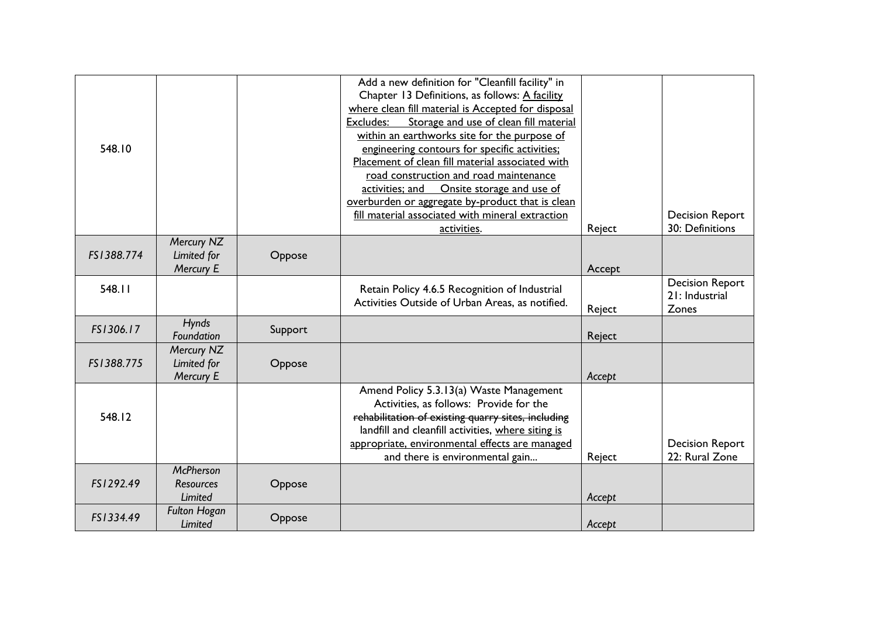| | | | | | |
|---|---|---|---|---|---|
| 548.10 | | | Add a new definition for "Cleanfill facility" in Chapter 13 Definitions, as follows: <u>A facility where clean fill material is Accepted for disposal Excludes: Storage and use of clean fill material within an earthworks site for the purpose of engineering contours for specific activities; Placement of clean fill material associated with road construction and road maintenance activities; and Onsite storage and use of overburden or aggregate by-product that is clean fill material associated with mineral extraction activities</u>. | Reject | Decision Report 30: Definitions |
| *FS1388.774* | *Mercury NZ Limited for Mercury E* | Oppose | | Accept | |
| 548.11 | | | Retain Policy 4.6.5 Recognition of Industrial Activities Outside of Urban Areas, as notified. | Reject | Decision Report 21: Industrial Zones |
| *FS1306.17* | *Hynds Foundation* | Support | | Reject | |
| *FS1388.775* | *Mercury NZ Limited for Mercury E* | Oppose | | *Accept* | |
| 548.12 | | | Amend Policy 5.3.13(a) Waste Management Activities, as follows: Provide for the ~~rehabilitation of existing quarry sites, including~~ landfill and cleanfill activities, <u>where siting is appropriate, environmental effects are managed</u> and there is environmental gain... | Reject | Decision Report 22: Rural Zone |
| *FS1292.49* | *McPherson Resources Limited* | Oppose | | *Accept* | |
| *FS1334.49* | *Fulton Hogan Limited* | Oppose | | *Accept* | |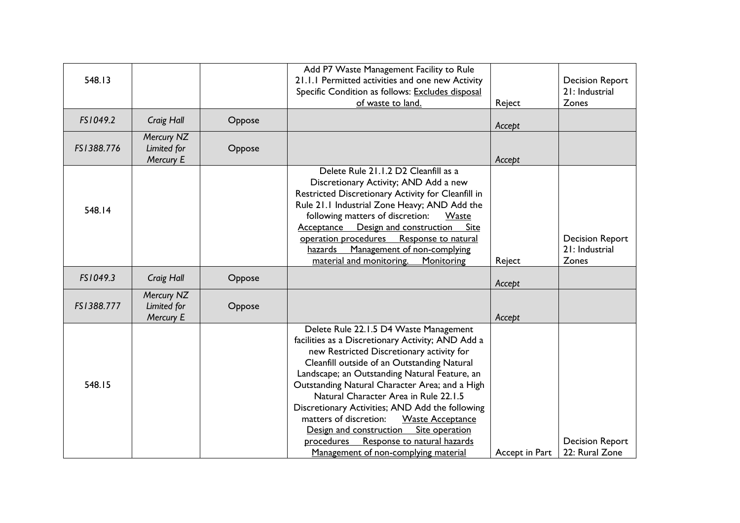| | | | | | |
|---|---|---|---|---|---|
| 548.13 | | | Add P7 Waste Management Facility to Rule 21.1.1 Permitted activities and one new Activity Specific Condition as follows: Excludes disposal of waste to land. | Reject | Decision Report 21: Industrial Zones |
| *FS1049.2* | *Craig Hall* | Oppose | | *Accept* | |
| *FS1388.776* | *Mercury NZ Limited for Mercury E* | Oppose | | *Accept* | |
| 548.14 | | | Delete Rule 21.1.2 D2 Cleanfill as a Discretionary Activity; AND Add a new Restricted Discretionary Activity for Cleanfill in Rule 21.1 Industrial Zone Heavy; AND Add the following matters of discretion: Waste Acceptance Design and construction Site operation procedures Response to natural hazards Management of non-complying material and monitoring. Monitoring | Reject | Decision Report 21: Industrial Zones |
| *FS1049.3* | *Craig Hall* | Oppose | | *Accept* | |
| *FS1388.777* | *Mercury NZ Limited for Mercury E* | Oppose | | *Accept* | |
| 548.15 | | | Delete Rule 22.1.5 D4 Waste Management facilities as a Discretionary Activity; AND Add a new Restricted Discretionary activity for Cleanfill outside of an Outstanding Natural Landscape; an Outstanding Natural Feature, an Outstanding Natural Character Area; and a High Natural Character Area in Rule 22.1.5 Discretionary Activities; AND Add the following matters of discretion: Waste Acceptance Design and construction Site operation procedures Response to natural hazards Management of non-complying material | Accept in Part | Decision Report 22: Rural Zone |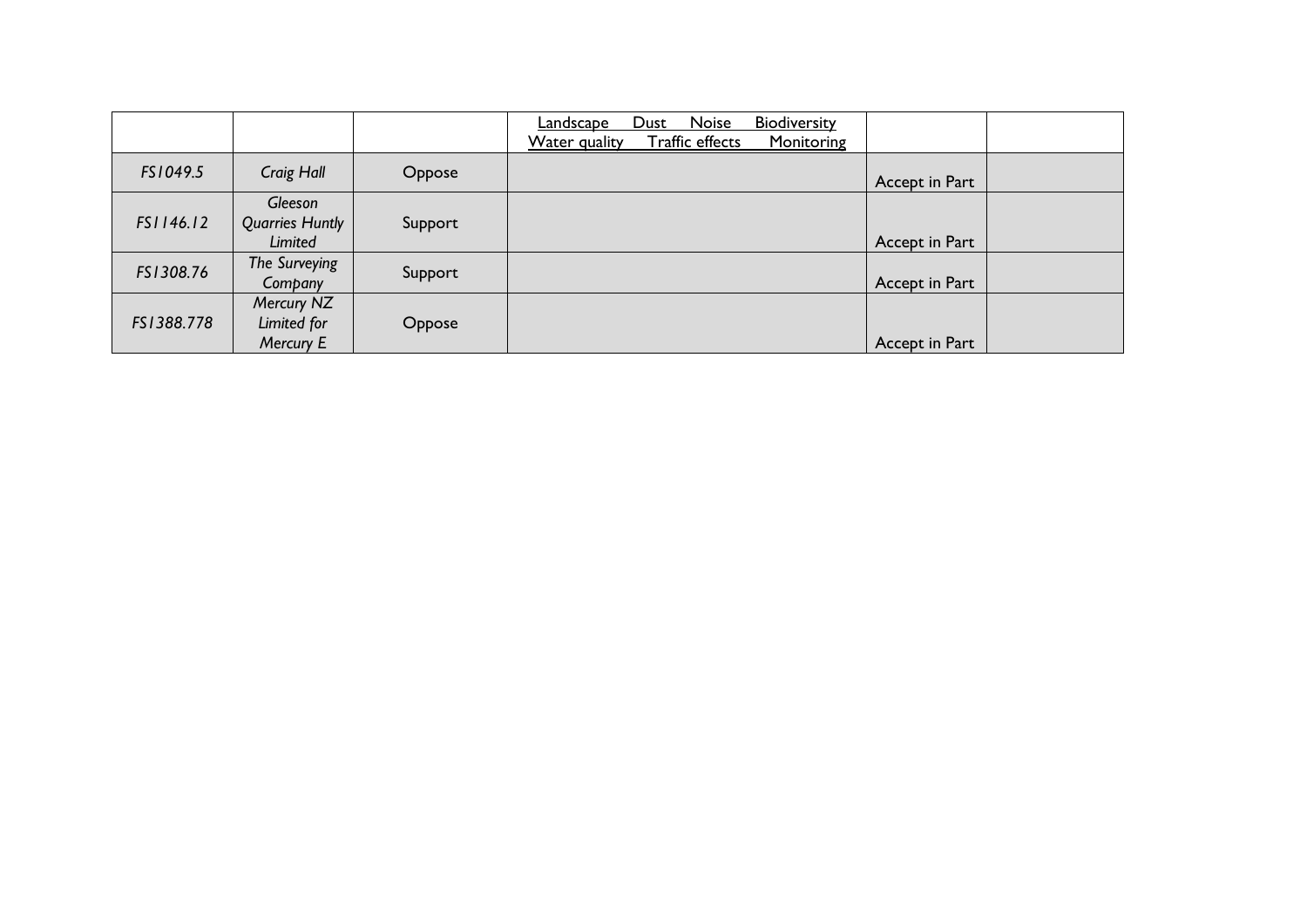| | | | | | |
|---|---|---|---|---|---|
| | | | Landscape Dust Noise Biodiversity Water quality Traffic effects Monitoring | | |
| *FS1049.5* | *Craig Hall* | Oppose | | Accept in Part | |
| *FS1146.12* | *Gleeson Quarries Huntly Limited* | Support | | Accept in Part | |
| *FS1308.76* | *The Surveying Company* | Support | | Accept in Part | |
| *FS1388.778* | *Mercury NZ Limited for Mercury E* | Oppose | | Accept in Part | |